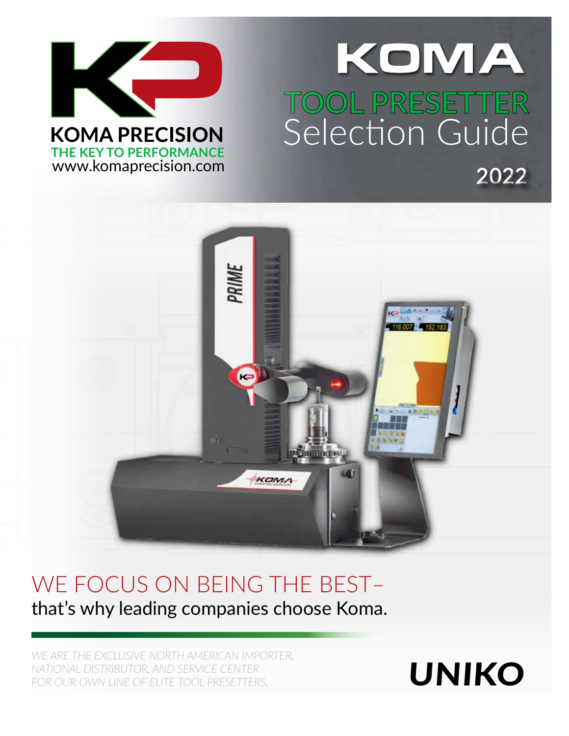KOMA PRECISION
THE KEY TO PERFORMANCE
www.komaprecision.com

# KOMA
## TOOL PRESETTER Selection Guide
2022

## WE FOCUS ON BEING THE BEST–
that's why leading companies choose Koma.

*WE ARE THE EXCLUSIVE NORTH AMERICAN IMPORTER, NATIONAL DISTRIBUTOR, AND SERVICE CENTER FOR OUR OWN LINE OF ELITE TOOL PRESETTERS.*

**UNIKO**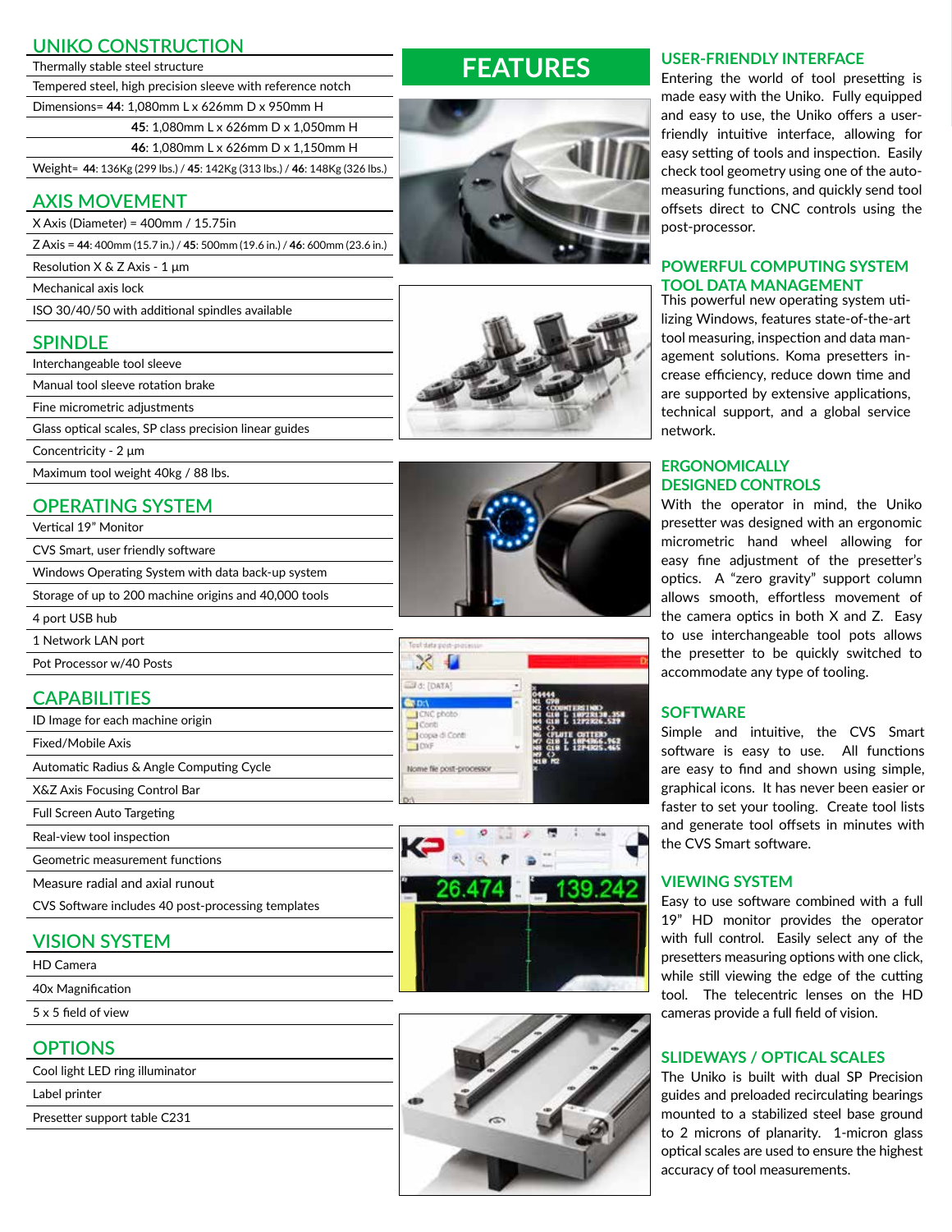## UNIKO CONSTRUCTION

Thermally stable steel structure

Tempered steel, high precision sleeve with reference notch

Dimensions= **44**: 1,080mm L x 626mm D x 950mm H

**45**: 1,080mm L x 626mm D x 1,050mm H

**46**: 1,080mm L x 626mm D x 1,150mm H

Weight= **44**: 136Kg (299 lbs.) / **45**: 142Kg (313 lbs.) / **46**: 148Kg (326 lbs.)

## AXIS MOVEMENT

X Axis (Diameter) = 400mm / 15.75in

Z Axis = **44**: 400mm (15.7 in.) / **45**: 500mm (19.6 in.) / **46**: 600mm (23.6 in.)

Resolution X & Z Axis - 1 µm

Mechanical axis lock

ISO 30/40/50 with additional spindles available

## SPINDLE

Interchangeable tool sleeve

Manual tool sleeve rotation brake

Fine micrometric adjustments

Glass optical scales, SP class precision linear guides

Concentricity - 2 µm

Maximum tool weight 40kg / 88 lbs.

## OPERATING SYSTEM

Vertical 19" Monitor

CVS Smart, user friendly software

Windows Operating System with data back-up system

Storage of up to 200 machine origins and 40,000 tools

4 port USB hub

1 Network LAN port

Pot Processor w/40 Posts

## CAPABILITIES

ID Image for each machine origin

Fixed/Mobile Axis

Automatic Radius & Angle Computing Cycle

X&Z Axis Focusing Control Bar

Full Screen Auto Targeting

Real-view tool inspection

Geometric measurement functions

Measure radial and axial runout

CVS Software includes 40 post-processing templates

## VISION SYSTEM

HD Camera

40x Magnification

5 x 5 field of view

## OPTIONS

Cool light LED ring illuminator

Label printer

Presetter support table C231

# FEATURES

### USER-FRIENDLY INTERFACE

Entering the world of tool presetting is made easy with the Uniko. Fully equipped and easy to use, the Uniko offers a user-friendly intuitive interface, allowing for easy setting of tools and inspection. Easily check tool geometry using one of the auto-measuring functions, and quickly send tool offsets direct to CNC controls using the post-processor.

### POWERFUL COMPUTING SYSTEM TOOL DATA MANAGEMENT

This powerful new operating system utilizing Windows, features state-of-the-art tool measuring, inspection and data management solutions. Koma presetters increase efficiency, reduce down time and are supported by extensive applications, technical support, and a global service network.

### ERGONOMICALLY DESIGNED CONTROLS

With the operator in mind, the Uniko presetter was designed with an ergonomic micrometric hand wheel allowing for easy fine adjustment of the presetter's optics. A "zero gravity" support column allows smooth, effortless movement of the camera optics in both X and Z. Easy to use interchangeable tool pots allows the presetter to be quickly switched to accommodate any type of tooling.

### SOFTWARE

Simple and intuitive, the CVS Smart software is easy to use. All functions are easy to find and shown using simple, graphical icons. It has never been easier or faster to set your tooling. Create tool lists and generate tool offsets in minutes with the CVS Smart software.

### VIEWING SYSTEM

Easy to use software combined with a full 19" HD monitor provides the operator with full control. Easily select any of the presetters measuring options with one click, while still viewing the edge of the cutting tool. The telecentric lenses on the HD cameras provide a full field of vision.

### SLIDEWAYS / OPTICAL SCALES

The Uniko is built with dual SP Precision guides and preloaded recirculating bearings mounted to a stabilized steel base ground to 2 microns of planarity. 1-micron glass optical scales are used to ensure the highest accuracy of tool measurements.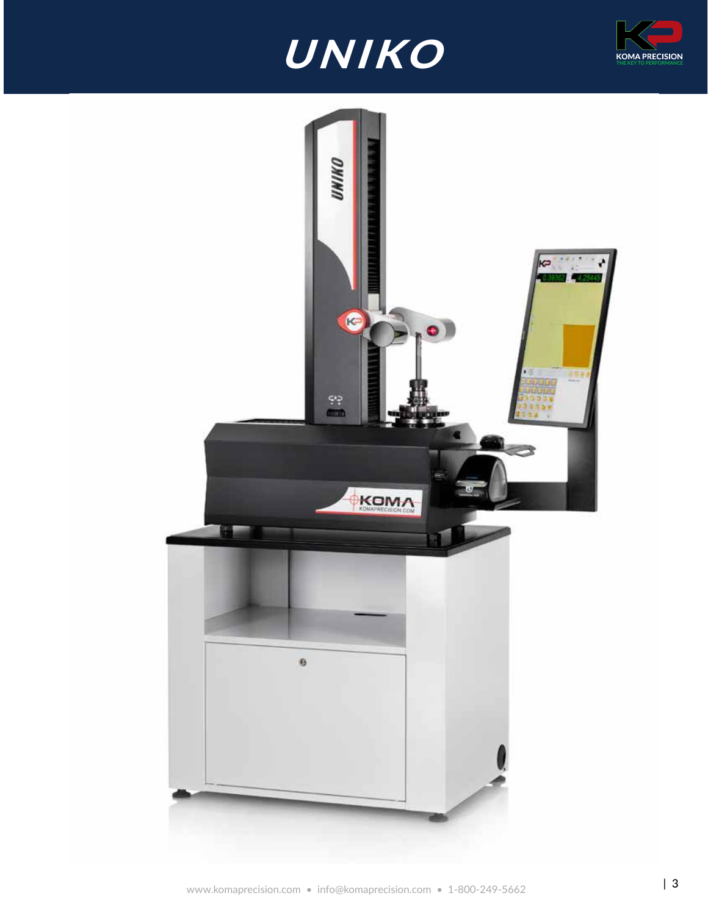# UNIKO

KOMA PRECISION
THE KEY TO PERFORMANCE

www.komaprecision.com • info@komaprecision.com • 1-800-249-5662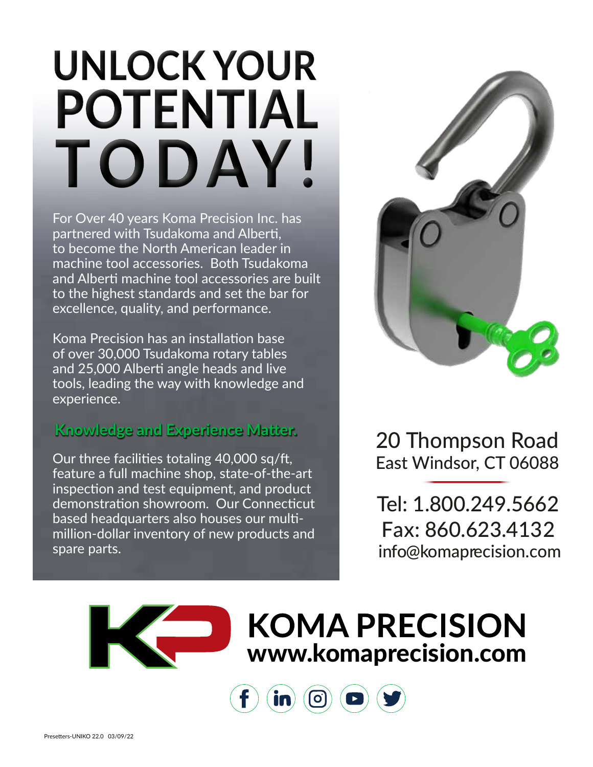# UNLOCK YOUR POTENTIAL TODAY!

For Over 40 years Koma Precision Inc. has partnered with Tsudakoma and Alberti, to become the North American leader in machine tool accessories. Both Tsudakoma and Alberti machine tool accessories are built to the highest standards and set the bar for excellence, quality, and performance.

Koma Precision has an installation base of over 30,000 Tsudakoma rotary tables and 25,000 Alberti angle heads and live tools, leading the way with knowledge and experience.

**Knowledge and Experience Matter.**

Our three facilities totaling 40,000 sq/ft, feature a full machine shop, state-of-the-art inspection and test equipment, and product demonstration showroom. Our Connecticut based headquarters also houses our multi-million-dollar inventory of new products and spare parts.

20 Thompson Road
East Windsor, CT 06088

Tel: 1.800.249.5662
Fax: 860.623.4132
info@komaprecision.com

**KOMA PRECISION**
**www.komaprecision.com**

Presetters-UNIKO 22.0 03/09/22